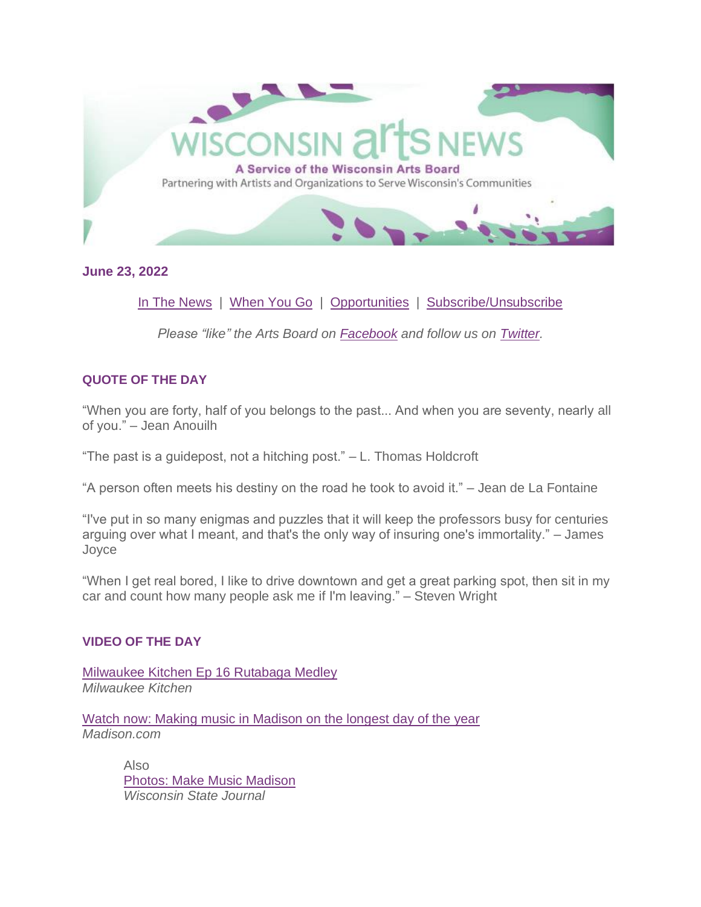# WISCONSIN arts NEWS

**A Service of the Wisconsin Arts Board**

Partnering with Artists and Organizations to Serve Wisconsin's Communities

**June 23, 2022**

In The News | When You Go | Opportunities | Subscribe/Unsubscribe

*Please "like" the Arts Board on Facebook and follow us on Twitter.*

### QUOTE OF THE DAY

"When you are forty, half of you belongs to the past... And when you are seventy, nearly all of you." – Jean Anouilh

"The past is a guidepost, not a hitching post." – L. Thomas Holdcroft

"A person often meets his destiny on the road he took to avoid it." – Jean de La Fontaine

"I've put in so many enigmas and puzzles that it will keep the professors busy for centuries arguing over what I meant, and that's the only way of insuring one's immortality." – James Joyce

"When I get real bored, I like to drive downtown and get a great parking spot, then sit in my car and count how many people ask me if I'm leaving." – Steven Wright

### VIDEO OF THE DAY

Milwaukee Kitchen Ep 16 Rutabaga Medley
*Milwaukee Kitchen*

Watch now: Making music in Madison on the longest day of the year
*Madison.com*

> Also
> Photos: Make Music Madison
> *Wisconsin State Journal*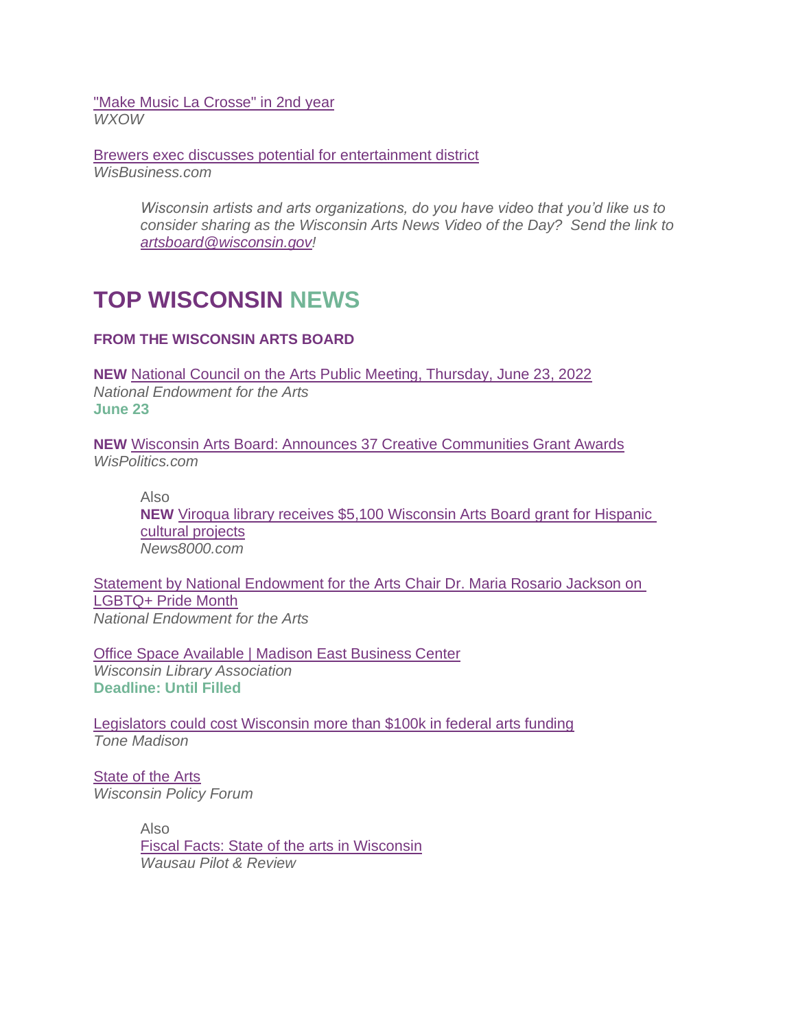["Make Music La Crosse" in 2nd year](#)
*WXOW*

[Brewers exec discusses potential for entertainment district](#)
*WisBusiness.com*

> *Wisconsin artists and arts organizations, do you have video that you'd like us to consider sharing as the Wisconsin Arts News Video of the Day? Send the link to [artsboard@wisconsin.gov](mailto:artsboard@wisconsin.gov)!*

# TOP WISCONSIN NEWS

**FROM THE WISCONSIN ARTS BOARD**

**NEW** National Council on the Arts Public Meeting, Thursday, June 23, 2022
*National Endowment for the Arts*
**June 23**

**NEW** Wisconsin Arts Board: Announces 37 Creative Communities Grant Awards
*WisPolitics.com*

> Also
> **NEW** Viroqua library receives $5,100 Wisconsin Arts Board grant for Hispanic cultural projects
> *News8000.com*

Statement by National Endowment for the Arts Chair Dr. Maria Rosario Jackson on LGBTQ+ Pride Month
*National Endowment for the Arts*

Office Space Available | Madison East Business Center
*Wisconsin Library Association*
**Deadline: Until Filled**

Legislators could cost Wisconsin more than $100k in federal arts funding
*Tone Madison*

State of the Arts
*Wisconsin Policy Forum*

> Also
> Fiscal Facts: State of the arts in Wisconsin
> *Wausau Pilot & Review*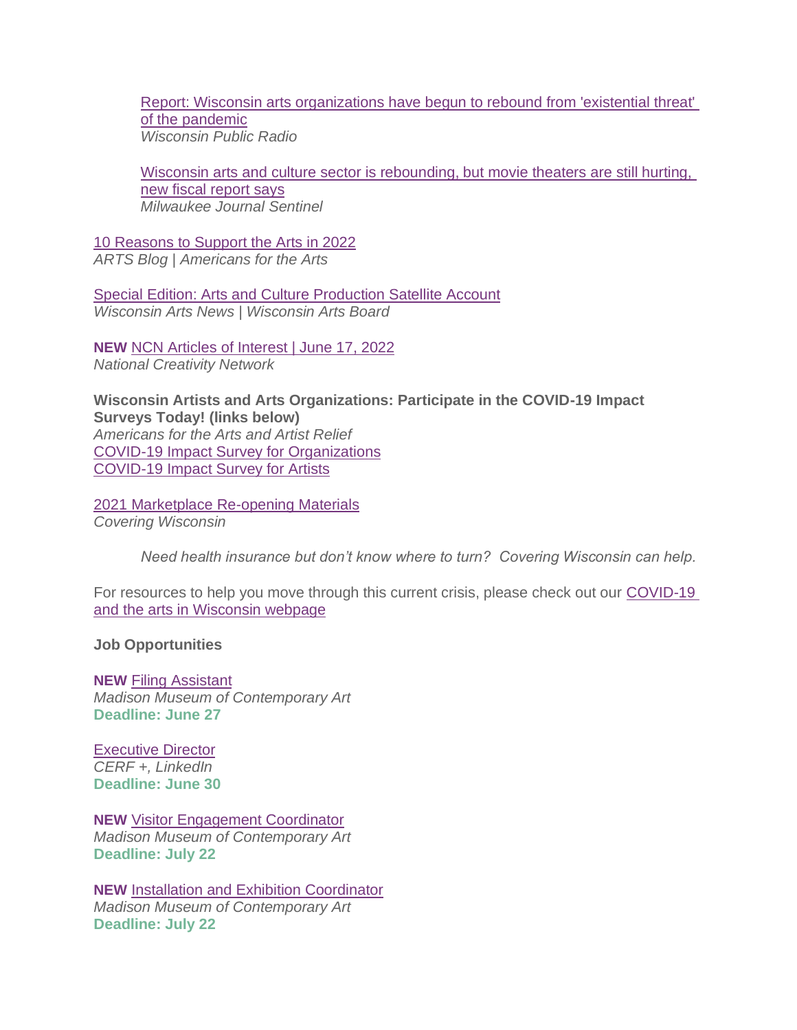Report: Wisconsin arts organizations have begun to rebound from 'existential threat' of the pandemic
*Wisconsin Public Radio*

Wisconsin arts and culture sector is rebounding, but movie theaters are still hurting, new fiscal report says
*Milwaukee Journal Sentinel*

10 Reasons to Support the Arts in 2022
*ARTS Blog | Americans for the Arts*

Special Edition: Arts and Culture Production Satellite Account
*Wisconsin Arts News | Wisconsin Arts Board*

**NEW** NCN Articles of Interest | June 17, 2022
*National Creativity Network*

**Wisconsin Artists and Arts Organizations: Participate in the COVID-19 Impact Surveys Today! (links below)**
*Americans for the Arts and Artist Relief*
COVID-19 Impact Survey for Organizations
COVID-19 Impact Survey for Artists

2021 Marketplace Re-opening Materials
*Covering Wisconsin*

*Need health insurance but don't know where to turn? Covering Wisconsin can help.*

For resources to help you move through this current crisis, please check out our COVID-19 and the arts in Wisconsin webpage

**Job Opportunities**

**NEW** Filing Assistant
*Madison Museum of Contemporary Art*
**Deadline: June 27**

Executive Director
*CERF +, LinkedIn*
**Deadline: June 30**

**NEW** Visitor Engagement Coordinator
*Madison Museum of Contemporary Art*
**Deadline: July 22**

**NEW** Installation and Exhibition Coordinator
*Madison Museum of Contemporary Art*
**Deadline: July 22**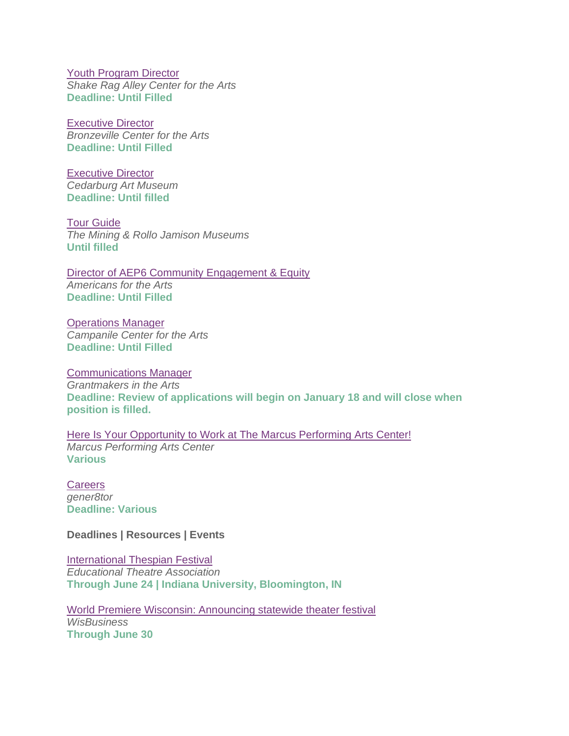Youth Program Director
*Shake Rag Alley Center for the Arts*
**Deadline: Until Filled**

Executive Director
*Bronzeville Center for the Arts*
**Deadline: Until Filled**

Executive Director
*Cedarburg Art Museum*
**Deadline: Until filled**

Tour Guide
*The Mining & Rollo Jamison Museums*
**Until filled**

Director of AEP6 Community Engagement & Equity
*Americans for the Arts*
**Deadline: Until Filled**

Operations Manager
*Campanile Center for the Arts*
**Deadline: Until Filled**

Communications Manager
*Grantmakers in the Arts*
**Deadline: Review of applications will begin on January 18 and will close when position is filled.**

Here Is Your Opportunity to Work at The Marcus Performing Arts Center!
*Marcus Performing Arts Center*
**Various**

Careers
*gener8tor*
**Deadline: Various**

**Deadlines | Resources | Events**

International Thespian Festival
*Educational Theatre Association*
**Through June 24 | Indiana University, Bloomington, IN**

World Premiere Wisconsin: Announcing statewide theater festival
*WisBusiness*
**Through June 30**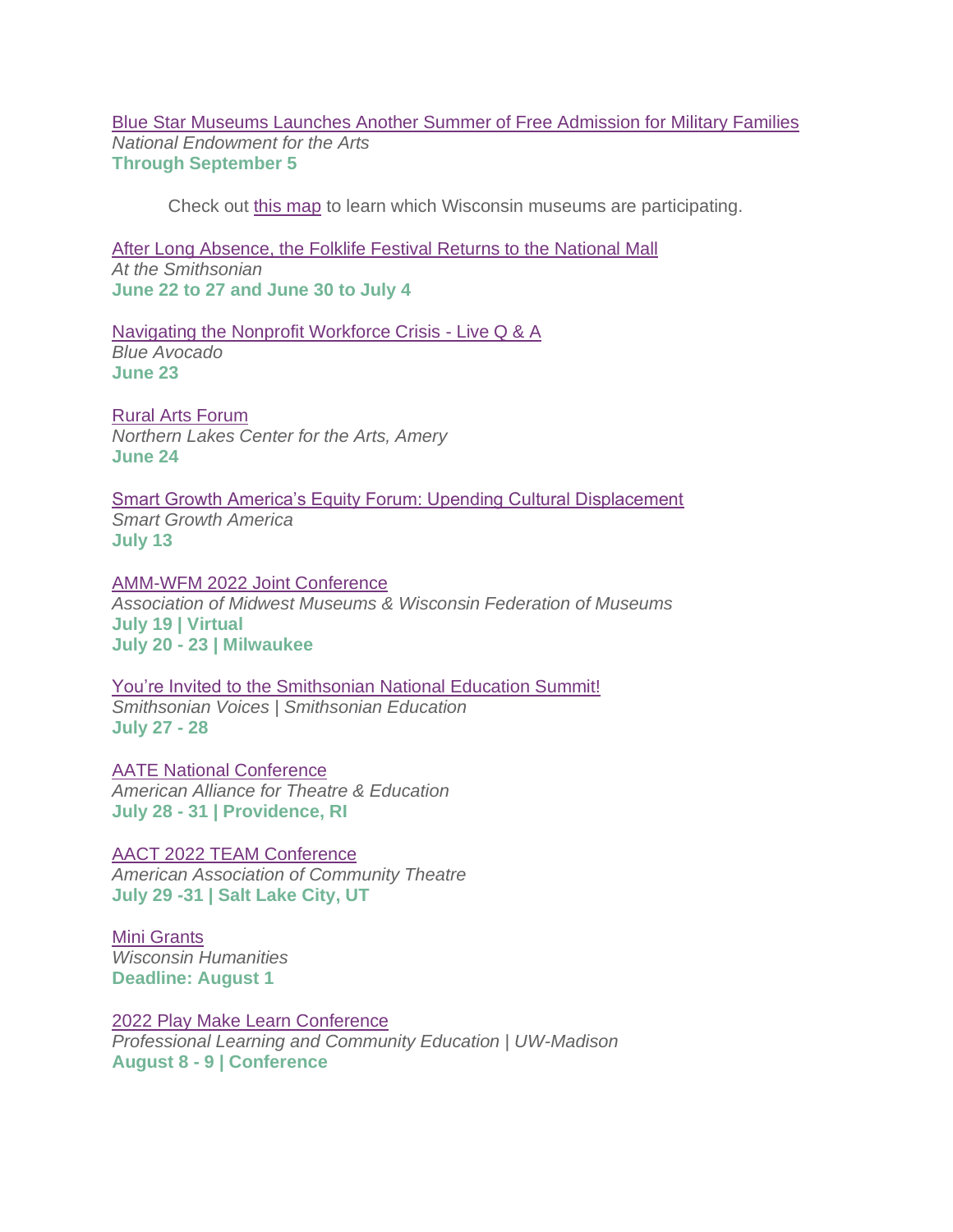Blue Star Museums Launches Another Summer of Free Admission for Military Families
*National Endowment for the Arts*
**Through September 5**

Check out this map to learn which Wisconsin museums are participating.

After Long Absence, the Folklife Festival Returns to the National Mall
*At the Smithsonian*
**June 22 to 27 and June 30 to July 4**

Navigating the Nonprofit Workforce Crisis - Live Q & A
*Blue Avocado*
**June 23**

Rural Arts Forum
*Northern Lakes Center for the Arts, Amery*
**June 24**

Smart Growth America's Equity Forum: Upending Cultural Displacement
*Smart Growth America*
**July 13**

AMM-WFM 2022 Joint Conference
*Association of Midwest Museums & Wisconsin Federation of Museums*
**July 19 | Virtual**
**July 20 - 23 | Milwaukee**

You're Invited to the Smithsonian National Education Summit!
*Smithsonian Voices | Smithsonian Education*
**July 27 - 28**

AATE National Conference
*American Alliance for Theatre & Education*
**July 28 - 31 | Providence, RI**

AACT 2022 TEAM Conference
*American Association of Community Theatre*
**July 29 -31 | Salt Lake City, UT**

Mini Grants
*Wisconsin Humanities*
**Deadline: August 1**

2022 Play Make Learn Conference
*Professional Learning and Community Education | UW-Madison*
**August 8 - 9 | Conference**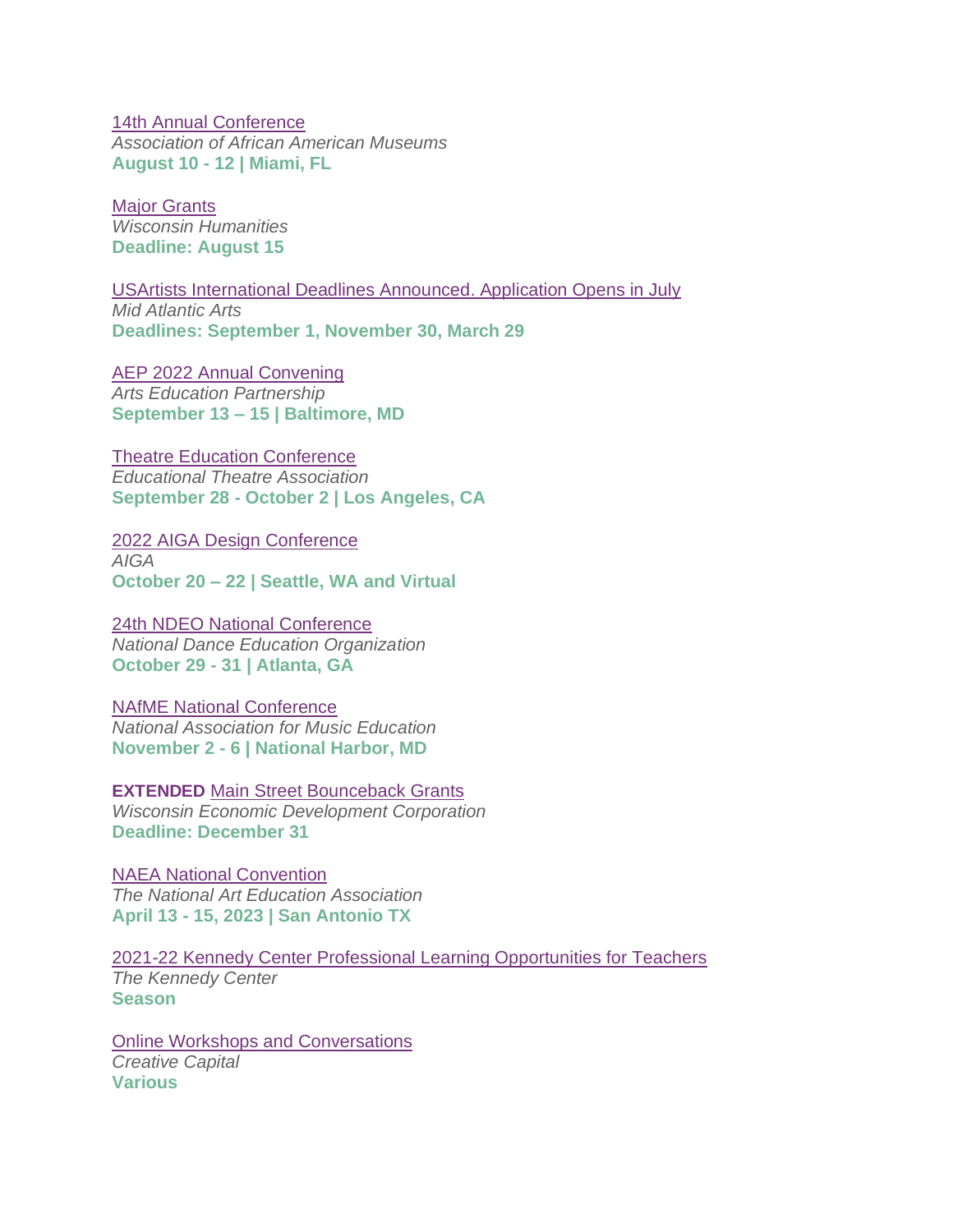14th Annual Conference
*Association of African American Museums*
**August 10 - 12 | Miami, FL**

Major Grants
*Wisconsin Humanities*
**Deadline: August 15**

USArtists International Deadlines Announced. Application Opens in July
*Mid Atlantic Arts*
**Deadlines: September 1, November 30, March 29**

AEP 2022 Annual Convening
*Arts Education Partnership*
**September 13 – 15 | Baltimore, MD**

Theatre Education Conference
*Educational Theatre Association*
**September 28 - October 2 | Los Angeles, CA**

2022 AIGA Design Conference
*AIGA*
**October 20 – 22 | Seattle, WA and Virtual**

24th NDEO National Conference
*National Dance Education Organization*
**October 29 - 31 | Atlanta, GA**

NAfME National Conference
*National Association for Music Education*
**November 2 - 6 | National Harbor, MD**

**EXTENDED** Main Street Bounceback Grants
*Wisconsin Economic Development Corporation*
**Deadline: December 31**

NAEA National Convention
*The National Art Education Association*
**April 13 - 15, 2023 | San Antonio TX**

2021-22 Kennedy Center Professional Learning Opportunities for Teachers
*The Kennedy Center*
**Season**

Online Workshops and Conversations
*Creative Capital*
**Various**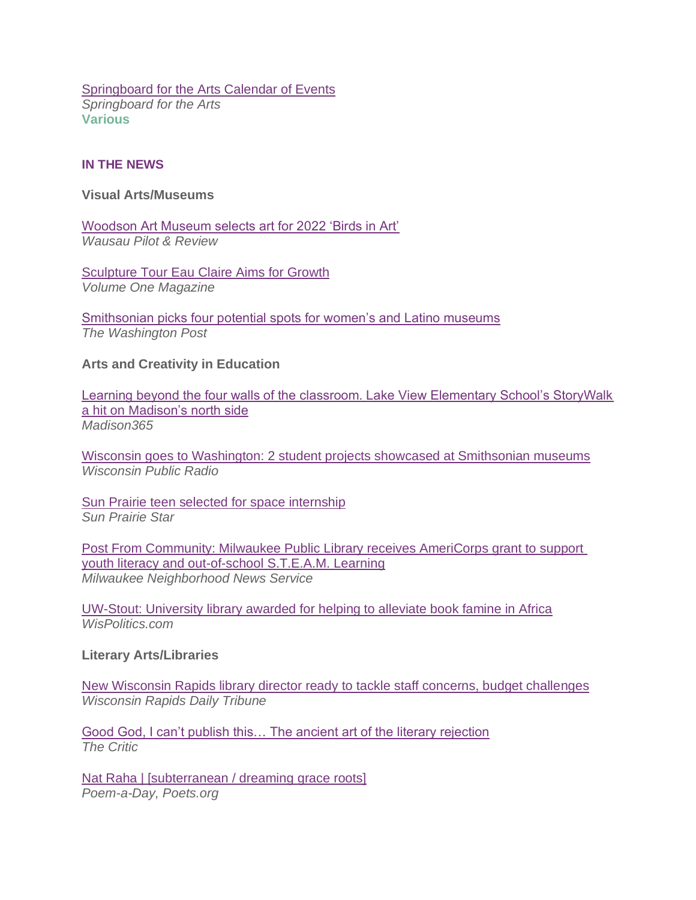[Springboard for the Arts Calendar of Events]
*Springboard for the Arts*
**Various**

**IN THE NEWS**

**Visual Arts/Museums**

[Woodson Art Museum selects art for 2022 'Birds in Art']
*Wausau Pilot & Review*

[Sculpture Tour Eau Claire Aims for Growth]
*Volume One Magazine*

[Smithsonian picks four potential spots for women's and Latino museums]
*The Washington Post*

**Arts and Creativity in Education**

[Learning beyond the four walls of the classroom. Lake View Elementary School's StoryWalk a hit on Madison's north side]
*Madison365*

[Wisconsin goes to Washington: 2 student projects showcased at Smithsonian museums]
*Wisconsin Public Radio*

[Sun Prairie teen selected for space internship]
*Sun Prairie Star*

[Post From Community: Milwaukee Public Library receives AmeriCorps grant to support youth literacy and out-of-school S.T.E.A.M. Learning]
*Milwaukee Neighborhood News Service*

[UW-Stout: University library awarded for helping to alleviate book famine in Africa]
*WisPolitics.com*

**Literary Arts/Libraries**

[New Wisconsin Rapids library director ready to tackle staff concerns, budget challenges]
*Wisconsin Rapids Daily Tribune*

[Good God, I can't publish this… The ancient art of the literary rejection]
*The Critic*

[Nat Raha | [subterranean / dreaming grace roots]]
*Poem-a-Day, Poets.org*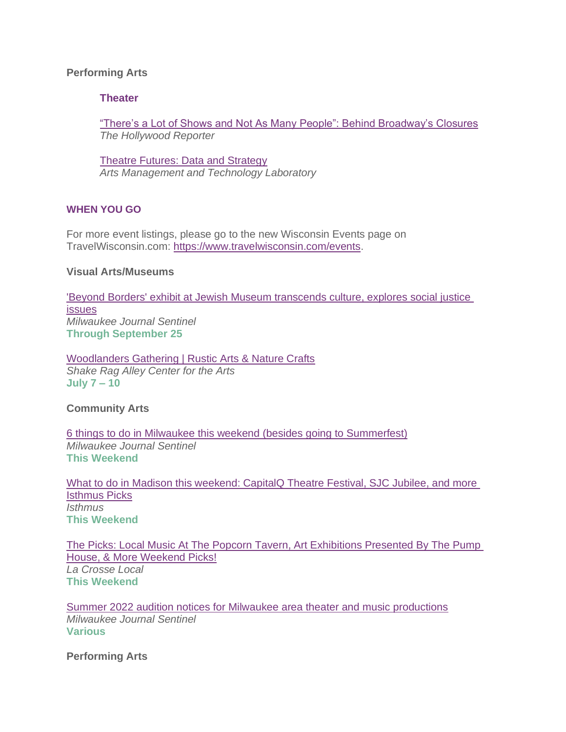**Performing Arts**

**Theater**

“There’s a Lot of Shows and Not As Many People”: Behind Broadway’s Closures
*The Hollywood Reporter*

Theatre Futures: Data and Strategy
*Arts Management and Technology Laboratory*

## WHEN YOU GO

For more event listings, please go to the new Wisconsin Events page on TravelWisconsin.com: https://www.travelwisconsin.com/events.

**Visual Arts/Museums**

'Beyond Borders' exhibit at Jewish Museum transcends culture, explores social justice issues
*Milwaukee Journal Sentinel*
**Through September 25**

Woodlanders Gathering | Rustic Arts & Nature Crafts
*Shake Rag Alley Center for the Arts*
**July 7 – 10**

**Community Arts**

6 things to do in Milwaukee this weekend (besides going to Summerfest)
*Milwaukee Journal Sentinel*
**This Weekend**

What to do in Madison this weekend: CapitalQ Theatre Festival, SJC Jubilee, and more Isthmus Picks
*Isthmus*
**This Weekend**

The Picks: Local Music At The Popcorn Tavern, Art Exhibitions Presented By The Pump House, & More Weekend Picks!
*La Crosse Local*
**This Weekend**

Summer 2022 audition notices for Milwaukee area theater and music productions
*Milwaukee Journal Sentinel*
**Various**

**Performing Arts**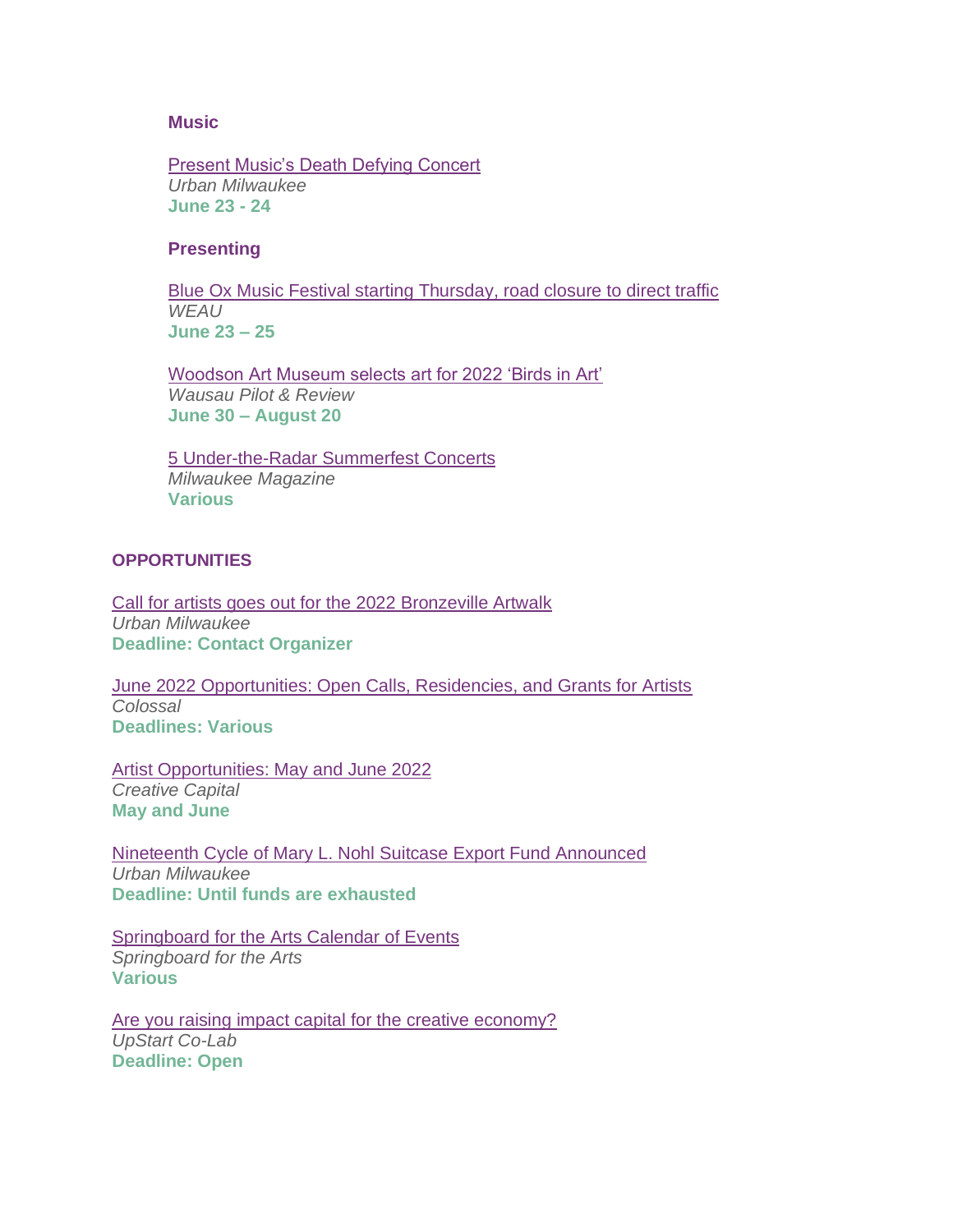### Music

Present Music's Death Defying Concert
*Urban Milwaukee*
**June 23 - 24**

### Presenting

Blue Ox Music Festival starting Thursday, road closure to direct traffic
*WEAU*
**June 23 – 25**

Woodson Art Museum selects art for 2022 'Birds in Art'
*Wausau Pilot & Review*
**June 30 – August 20**

5 Under-the-Radar Summerfest Concerts
*Milwaukee Magazine*
**Various**

## OPPORTUNITIES

Call for artists goes out for the 2022 Bronzeville Artwalk
*Urban Milwaukee*
**Deadline: Contact Organizer**

June 2022 Opportunities: Open Calls, Residencies, and Grants for Artists
*Colossal*
**Deadlines: Various**

Artist Opportunities: May and June 2022
*Creative Capital*
**May and June**

Nineteenth Cycle of Mary L. Nohl Suitcase Export Fund Announced
*Urban Milwaukee*
**Deadline: Until funds are exhausted**

Springboard for the Arts Calendar of Events
*Springboard for the Arts*
**Various**

Are you raising impact capital for the creative economy?
*UpStart Co-Lab*
**Deadline: Open**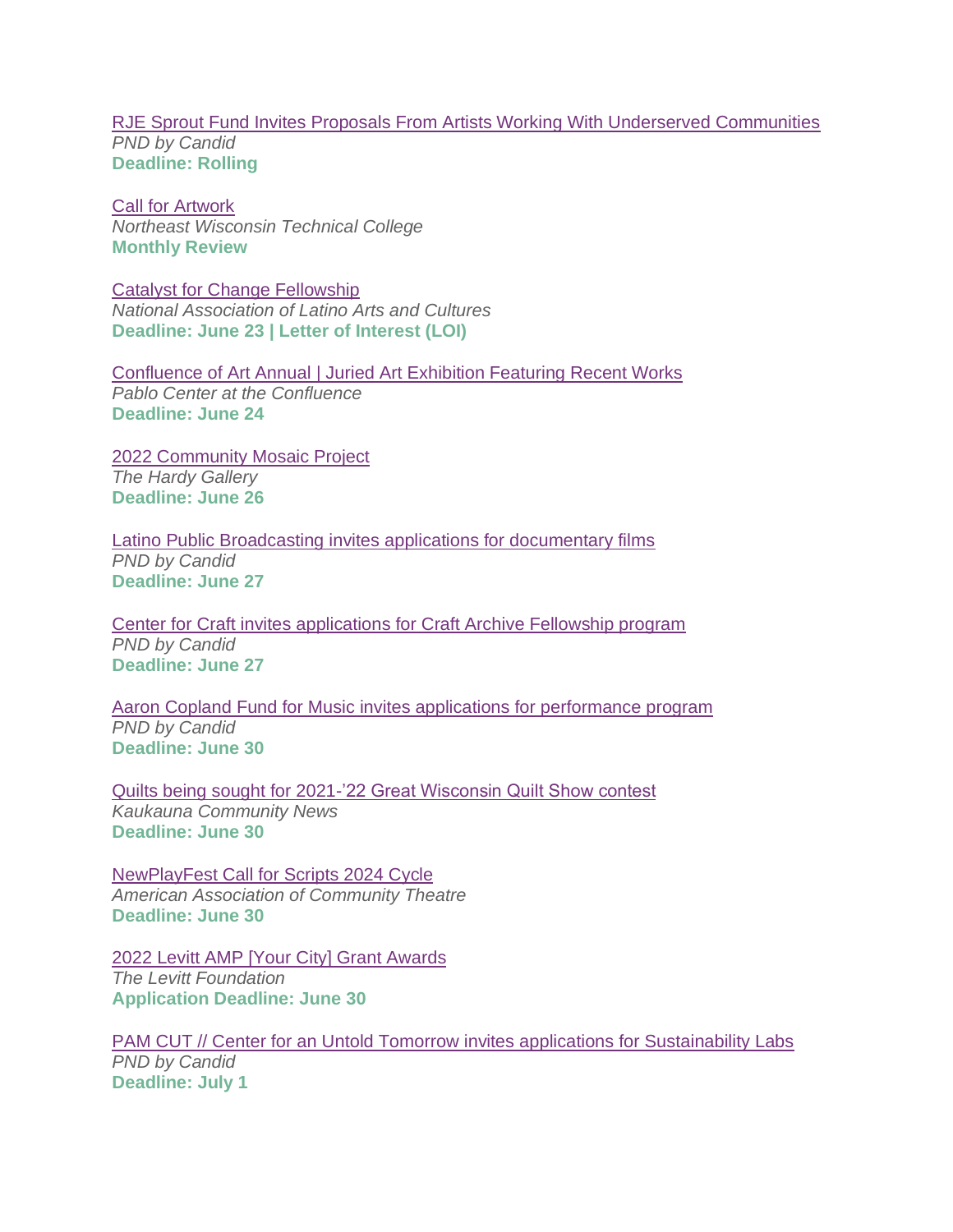RJE Sprout Fund Invites Proposals From Artists Working With Underserved Communities
*PND by Candid*
**Deadline: Rolling**

Call for Artwork
*Northeast Wisconsin Technical College*
**Monthly Review**

Catalyst for Change Fellowship
*National Association of Latino Arts and Cultures*
**Deadline: June 23 | Letter of Interest (LOI)**

Confluence of Art Annual | Juried Art Exhibition Featuring Recent Works
*Pablo Center at the Confluence*
**Deadline: June 24**

2022 Community Mosaic Project
*The Hardy Gallery*
**Deadline: June 26**

Latino Public Broadcasting invites applications for documentary films
*PND by Candid*
**Deadline: June 27**

Center for Craft invites applications for Craft Archive Fellowship program
*PND by Candid*
**Deadline: June 27**

Aaron Copland Fund for Music invites applications for performance program
*PND by Candid*
**Deadline: June 30**

Quilts being sought for 2021-'22 Great Wisconsin Quilt Show contest
*Kaukauna Community News*
**Deadline: June 30**

NewPlayFest Call for Scripts 2024 Cycle
*American Association of Community Theatre*
**Deadline: June 30**

2022 Levitt AMP [Your City] Grant Awards
*The Levitt Foundation*
**Application Deadline: June 30**

PAM CUT // Center for an Untold Tomorrow invites applications for Sustainability Labs
*PND by Candid*
**Deadline: July 1**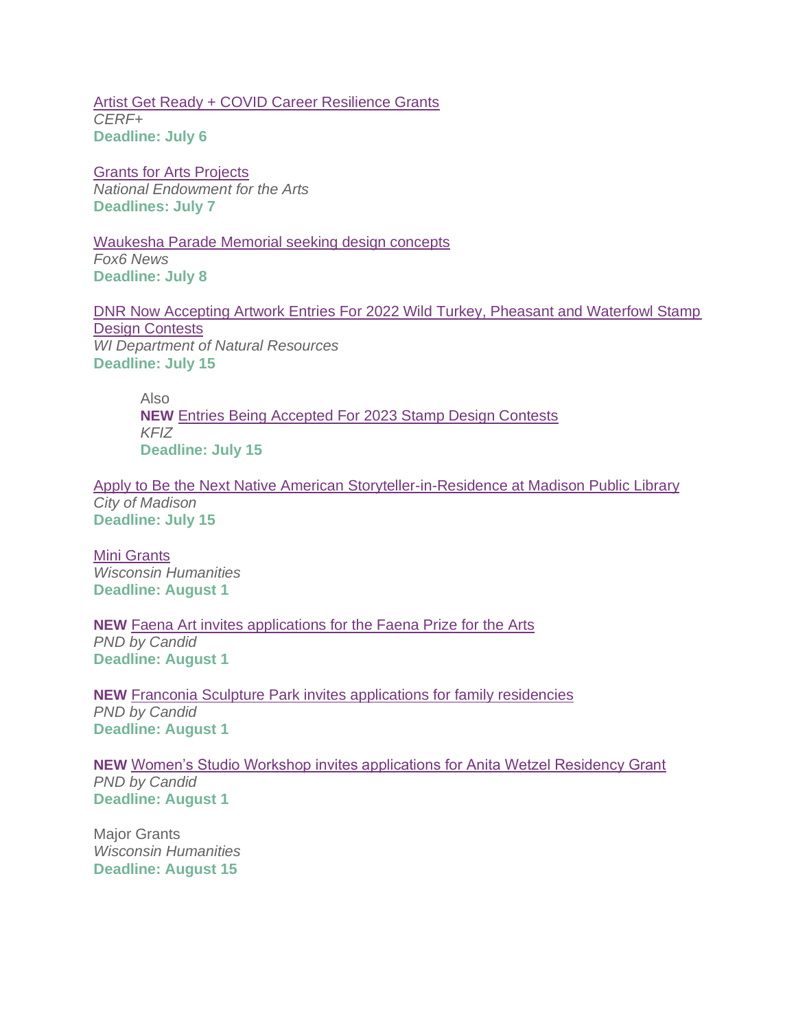Artist Get Ready + COVID Career Resilience Grants
*CERF+*
**Deadline: July 6**

Grants for Arts Projects
*National Endowment for the Arts*
**Deadlines: July 7**

Waukesha Parade Memorial seeking design concepts
*Fox6 News*
**Deadline: July 8**

DNR Now Accepting Artwork Entries For 2022 Wild Turkey, Pheasant and Waterfowl Stamp Design Contests
*WI Department of Natural Resources*
**Deadline: July 15**

> Also
> **NEW** Entries Being Accepted For 2023 Stamp Design Contests
> *KFIZ*
> **Deadline: July 15**

Apply to Be the Next Native American Storyteller-in-Residence at Madison Public Library
*City of Madison*
**Deadline: July 15**

Mini Grants
*Wisconsin Humanities*
**Deadline: August 1**

**NEW** Faena Art invites applications for the Faena Prize for the Arts
*PND by Candid*
**Deadline: August 1**

**NEW** Franconia Sculpture Park invites applications for family residencies
*PND by Candid*
**Deadline: August 1**

**NEW** Women's Studio Workshop invites applications for Anita Wetzel Residency Grant
*PND by Candid*
**Deadline: August 1**

Major Grants
*Wisconsin Humanities*
**Deadline: August 15**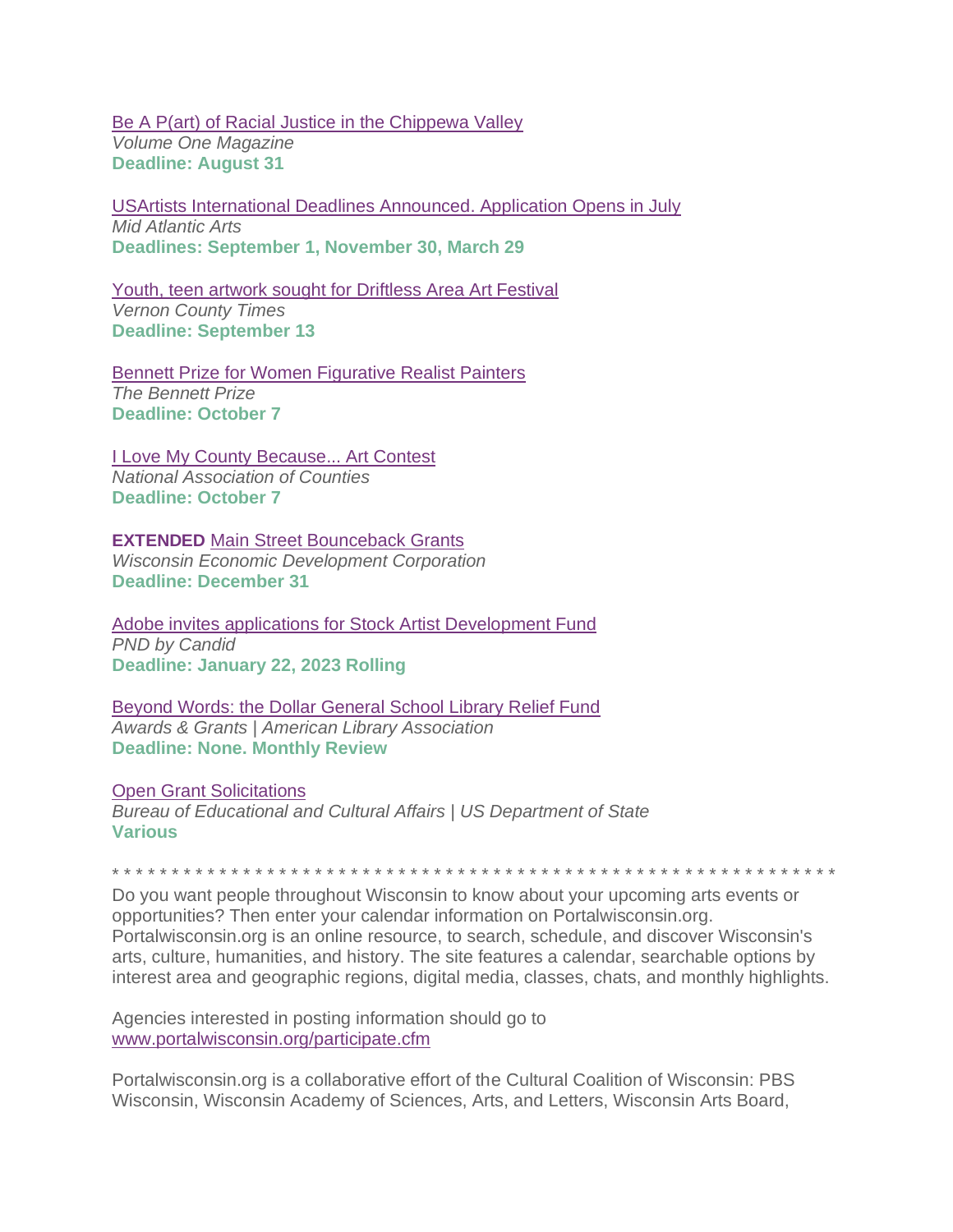Be A P(art) of Racial Justice in the Chippewa Valley
*Volume One Magazine*
**Deadline: August 31**

USArtists International Deadlines Announced. Application Opens in July
*Mid Atlantic Arts*
**Deadlines: September 1, November 30, March 29**

Youth, teen artwork sought for Driftless Area Art Festival
*Vernon County Times*
**Deadline: September 13**

Bennett Prize for Women Figurative Realist Painters
*The Bennett Prize*
**Deadline: October 7**

I Love My County Because... Art Contest
*National Association of Counties*
**Deadline: October 7**

**EXTENDED** Main Street Bounceback Grants
*Wisconsin Economic Development Corporation*
**Deadline: December 31**

Adobe invites applications for Stock Artist Development Fund
*PND by Candid*
**Deadline: January 22, 2023 Rolling**

Beyond Words: the Dollar General School Library Relief Fund
*Awards & Grants | American Library Association*
**Deadline: None. Monthly Review**

Open Grant Solicitations
*Bureau of Educational and Cultural Affairs | US Department of State*
**Various**

* * * * * * * * * * * * * * * * * * * * * * * * * * * * * * * * * * * * * * * * * * * * * * * * * * * * * * * * * * * * * * * *

Do you want people throughout Wisconsin to know about your upcoming arts events or opportunities? Then enter your calendar information on Portalwisconsin.org. Portalwisconsin.org is an online resource, to search, schedule, and discover Wisconsin's arts, culture, humanities, and history. The site features a calendar, searchable options by interest area and geographic regions, digital media, classes, chats, and monthly highlights.

Agencies interested in posting information should go to www.portalwisconsin.org/participate.cfm

Portalwisconsin.org is a collaborative effort of the Cultural Coalition of Wisconsin: PBS Wisconsin, Wisconsin Academy of Sciences, Arts, and Letters, Wisconsin Arts Board,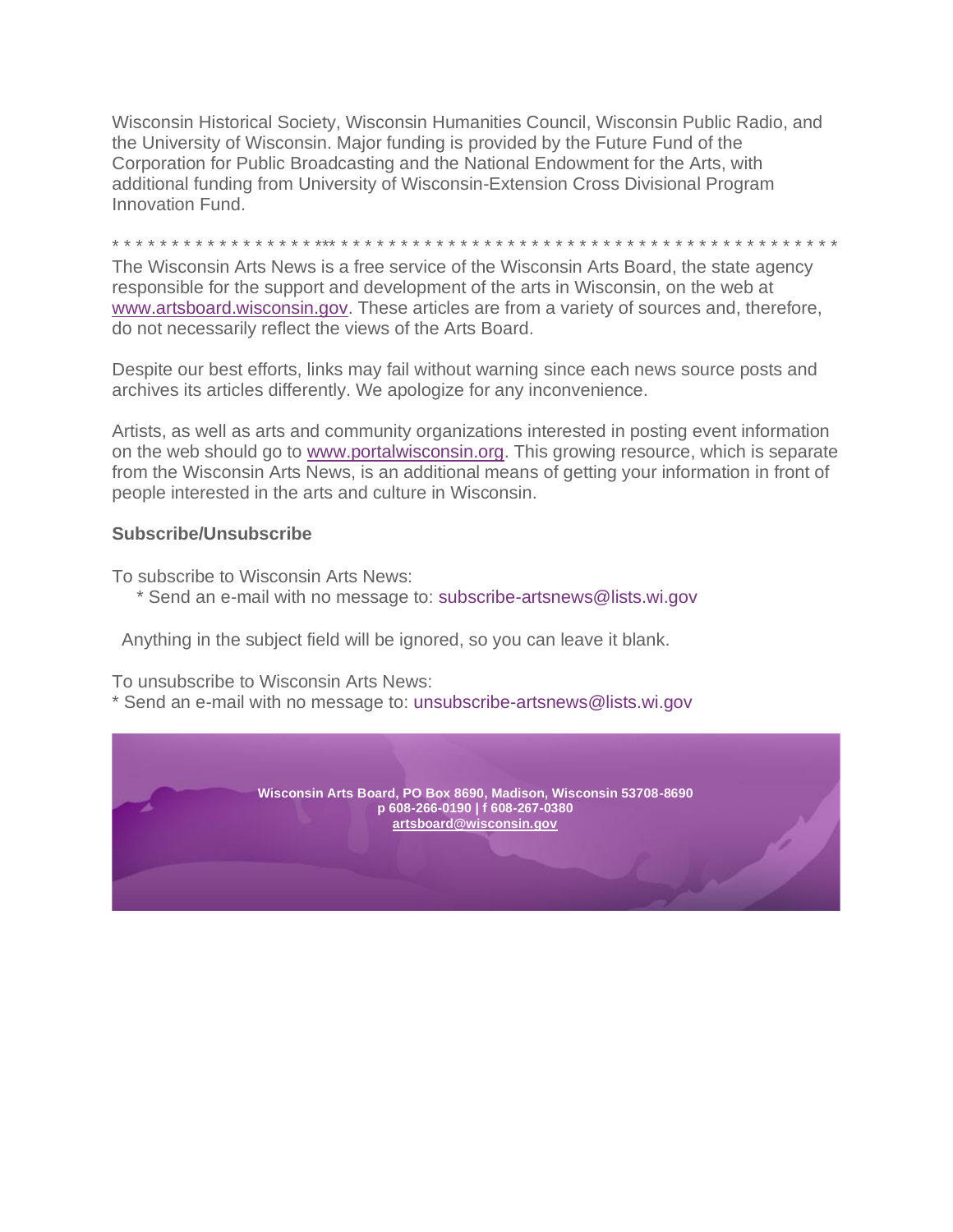Wisconsin Historical Society, Wisconsin Humanities Council, Wisconsin Public Radio, and the University of Wisconsin. Major funding is provided by the Future Fund of the Corporation for Public Broadcasting and the National Endowment for the Arts, with additional funding from University of Wisconsin-Extension Cross Divisional Program Innovation Fund.

* * * * * * * * * * * * * * * * * * * * * * * * * * * * * * * * * * * * * * * * * * * * * * * * * * * * * * * * * * * * * *

The Wisconsin Arts News is a free service of the Wisconsin Arts Board, the state agency responsible for the support and development of the arts in Wisconsin, on the web at www.artsboard.wisconsin.gov. These articles are from a variety of sources and, therefore, do not necessarily reflect the views of the Arts Board.

Despite our best efforts, links may fail without warning since each news source posts and archives its articles differently. We apologize for any inconvenience.

Artists, as well as arts and community organizations interested in posting event information on the web should go to www.portalwisconsin.org. This growing resource, which is separate from the Wisconsin Arts News, is an additional means of getting your information in front of people interested in the arts and culture in Wisconsin.

**Subscribe/Unsubscribe**

To subscribe to Wisconsin Arts News:

* Send an e-mail with no message to: subscribe-artsnews@lists.wi.gov

Anything in the subject field will be ignored, so you can leave it blank.

To unsubscribe to Wisconsin Arts News:

* Send an e-mail with no message to: unsubscribe-artsnews@lists.wi.gov

**Wisconsin Arts Board, PO Box 8690, Madison, Wisconsin 53708-8690**
**p 608-266-0190 | f 608-267-0380**
**artsboard@wisconsin.gov**